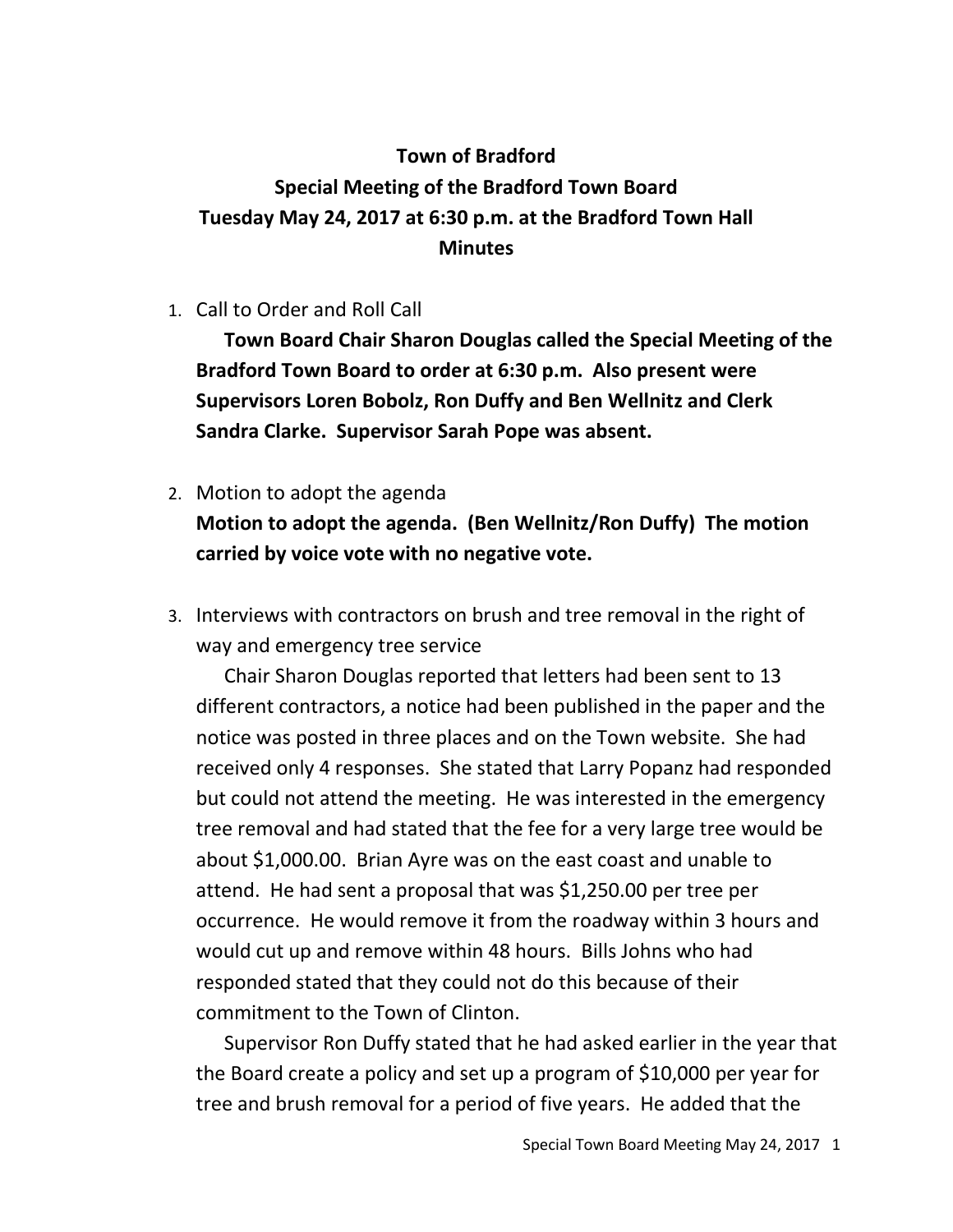**Town of Bradford**
**Special Meeting of the Bradford Town Board**
**Tuesday May 24, 2017 at 6:30 p.m. at the Bradford Town Hall**
**Minutes**

1. Call to Order and Roll Call

   **Town Board Chair Sharon Douglas called the Special Meeting of the Bradford Town Board to order at 6:30 p.m. Also present were Supervisors Loren Bobolz, Ron Duffy and Ben Wellnitz and Clerk Sandra Clarke. Supervisor Sarah Pope was absent.**

2. Motion to adopt the agenda

   **Motion to adopt the agenda. (Ben Wellnitz/Ron Duffy) The motion carried by voice vote with no negative vote.**

3. Interviews with contractors on brush and tree removal in the right of way and emergency tree service

   Chair Sharon Douglas reported that letters had been sent to 13 different contractors, a notice had been published in the paper and the notice was posted in three places and on the Town website. She had received only 4 responses. She stated that Larry Popanz had responded but could not attend the meeting. He was interested in the emergency tree removal and had stated that the fee for a very large tree would be about $1,000.00. Brian Ayre was on the east coast and unable to attend. He had sent a proposal that was $1,250.00 per tree per occurrence. He would remove it from the roadway within 3 hours and would cut up and remove within 48 hours. Bills Johns who had responded stated that they could not do this because of their commitment to the Town of Clinton.

   Supervisor Ron Duffy stated that he had asked earlier in the year that the Board create a policy and set up a program of $10,000 per year for tree and brush removal for a period of five years. He added that the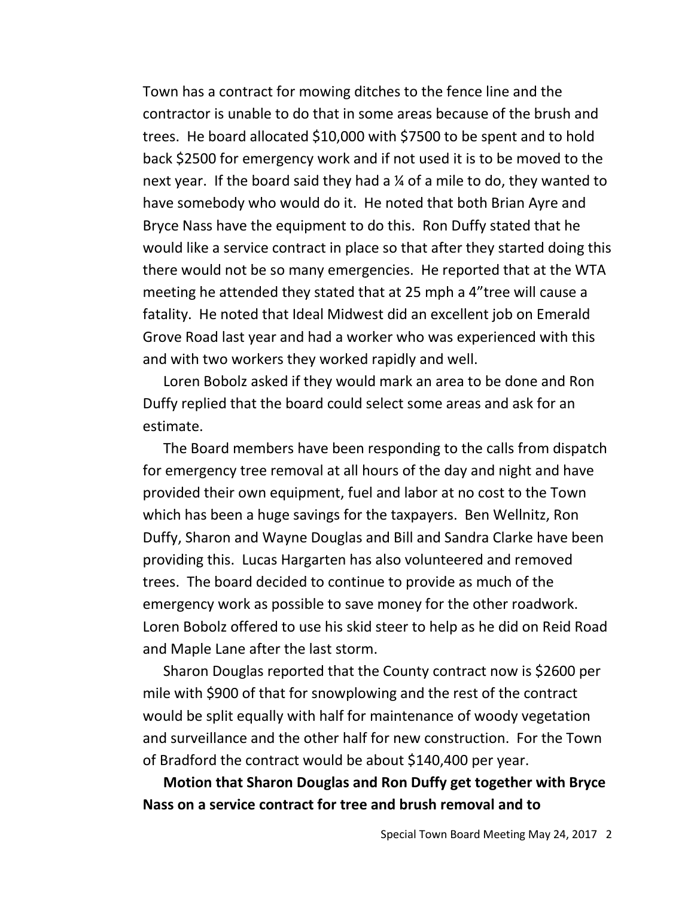Town has a contract for mowing ditches to the fence line and the contractor is unable to do that in some areas because of the brush and trees. He board allocated $10,000 with $7500 to be spent and to hold back $2500 for emergency work and if not used it is to be moved to the next year. If the board said they had a ¼ of a mile to do, they wanted to have somebody who would do it. He noted that both Brian Ayre and Bryce Nass have the equipment to do this. Ron Duffy stated that he would like a service contract in place so that after they started doing this there would not be so many emergencies. He reported that at the WTA meeting he attended they stated that at 25 mph a 4"tree will cause a fatality. He noted that Ideal Midwest did an excellent job on Emerald Grove Road last year and had a worker who was experienced with this and with two workers they worked rapidly and well.

Loren Bobolz asked if they would mark an area to be done and Ron Duffy replied that the board could select some areas and ask for an estimate.

The Board members have been responding to the calls from dispatch for emergency tree removal at all hours of the day and night and have provided their own equipment, fuel and labor at no cost to the Town which has been a huge savings for the taxpayers. Ben Wellnitz, Ron Duffy, Sharon and Wayne Douglas and Bill and Sandra Clarke have been providing this. Lucas Hargarten has also volunteered and removed trees. The board decided to continue to provide as much of the emergency work as possible to save money for the other roadwork. Loren Bobolz offered to use his skid steer to help as he did on Reid Road and Maple Lane after the last storm.

Sharon Douglas reported that the County contract now is $2600 per mile with $900 of that for snowplowing and the rest of the contract would be split equally with half for maintenance of woody vegetation and surveillance and the other half for new construction. For the Town of Bradford the contract would be about $140,400 per year.

**Motion that Sharon Douglas and Ron Duffy get together with Bryce Nass on a service contract for tree and brush removal and to**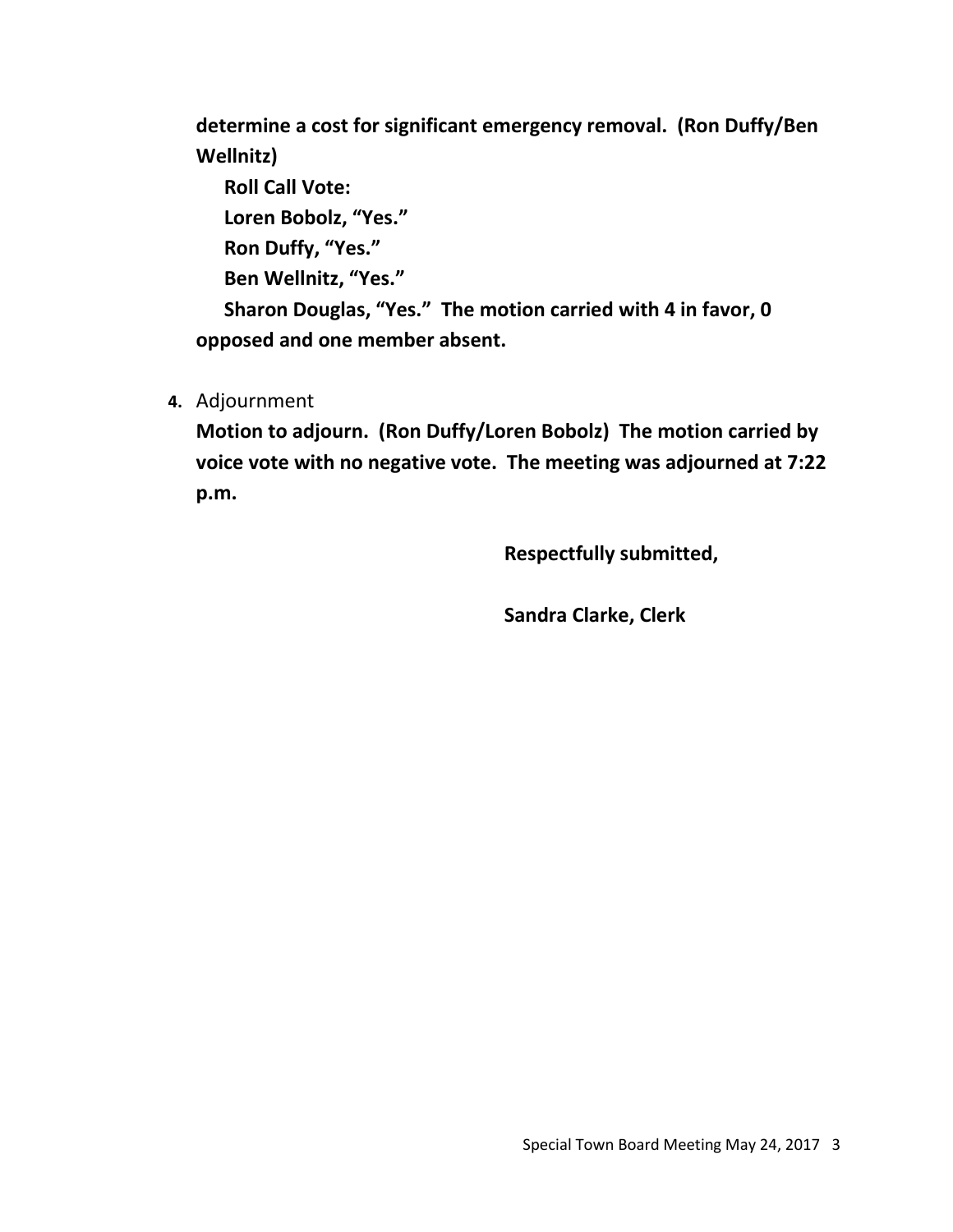**determine a cost for significant emergency removal. (Ron Duffy/Ben Wellnitz)**

**Roll Call Vote:**
**Loren Bobolz, "Yes."**
**Ron Duffy, "Yes."**
**Ben Wellnitz, "Yes."**
**Sharon Douglas, "Yes." The motion carried with 4 in favor, 0 opposed and one member absent.**

**4.** Adjournment

**Motion to adjourn. (Ron Duffy/Loren Bobolz) The motion carried by voice vote with no negative vote. The meeting was adjourned at 7:22 p.m.**

**Respectfully submitted,**

**Sandra Clarke, Clerk**